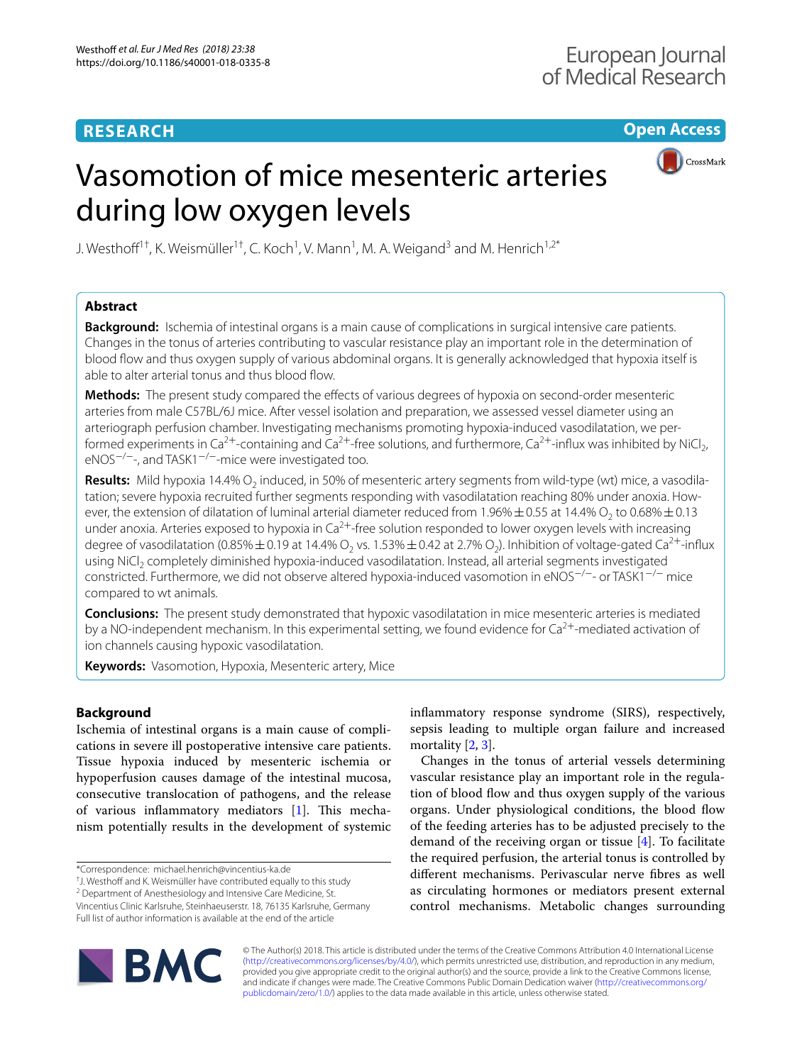RESEARCH

Open Access

# Vasomotion of mice mesenteric arteries during low oxygen levels

J. Westhoff[1†], K. Weismüller[1†], C. Koch[1], V. Mann[1], M. A. Weigand[3] and M. Henrich[1,2*]

## Abstract

**Background:** Ischemia of intestinal organs is a main cause of complications in surgical intensive care patients. Changes in the tonus of arteries contributing to vascular resistance play an important role in the determination of blood flow and thus oxygen supply of various abdominal organs. It is generally acknowledged that hypoxia itself is able to alter arterial tonus and thus blood flow.

**Methods:** The present study compared the effects of various degrees of hypoxia on second-order mesenteric arteries from male C57BL/6J mice. After vessel isolation and preparation, we assessed vessel diameter using an arteriograph perfusion chamber. Investigating mechanisms promoting hypoxia-induced vasodilatation, we performed experiments in $Ca^{2+}$-containing and $Ca^{2+}$-free solutions, and furthermore, $Ca^{2+}$-influx was inhibited by $NiCl_2$, eNOS$^{-/-}$-, and TASK1$^{-/-}$-mice were investigated too.

**Results:** Mild hypoxia 14.4% $O_2$ induced, in 50% of mesenteric artery segments from wild-type (wt) mice, a vasodilatation; severe hypoxia recruited further segments responding with vasodilatation reaching 80% under anoxia. However, the extension of dilatation of luminal arterial diameter reduced from 1.96% ± 0.55 at 14.4% $O_2$ to 0.68% ± 0.13 under anoxia. Arteries exposed to hypoxia in $Ca^{2+}$-free solution responded to lower oxygen levels with increasing degree of vasodilatation (0.85% ± 0.19 at 14.4% $O_2$ vs. 1.53% ± 0.42 at 2.7% $O_2$). Inhibition of voltage-gated $Ca^{2+}$-influx using $NiCl_2$ completely diminished hypoxia-induced vasodilatation. Instead, all arterial segments investigated constricted. Furthermore, we did not observe altered hypoxia-induced vasomotion in eNOS$^{-/-}$- or TASK1$^{-/-}$ mice compared to wt animals.

**Conclusions:** The present study demonstrated that hypoxic vasodilatation in mice mesenteric arteries is mediated by a NO-independent mechanism. In this experimental setting, we found evidence for $Ca^{2+}$-mediated activation of ion channels causing hypoxic vasodilatation.

**Keywords:** Vasomotion, Hypoxia, Mesenteric artery, Mice

## Background

Ischemia of intestinal organs is a main cause of complications in severe ill postoperative intensive care patients. Tissue hypoxia induced by mesenteric ischemia or hypoperfusion causes damage of the intestinal mucosa, consecutive translocation of pathogens, and the release of various inflammatory mediators [1]. This mechanism potentially results in the development of systemic inflammatory response syndrome (SIRS), respectively, sepsis leading to multiple organ failure and increased mortality [2, 3].

Changes in the tonus of arterial vessels determining vascular resistance play an important role in the regulation of blood flow and thus oxygen supply of the various organs. Under physiological conditions, the blood flow of the feeding arteries has to be adjusted precisely to the demand of the receiving organ or tissue [4]. To facilitate the required perfusion, the arterial tonus is controlled by different mechanisms. Perivascular nerve fibres as well as circulating hormones or mediators present external control mechanisms. Metabolic changes surrounding

*Correspondence: michael.henrich@vincentius-ka.de

†J. Westhoff and K. Weismüller have contributed equally to this study

[2] Department of Anesthesiology and Intensive Care Medicine, St. Vincentius Clinic Karlsruhe, Steinhaeuserstr. 18, 76135 Karlsruhe, Germany

Full list of author information is available at the end of the article

© The Author(s) 2018. This article is distributed under the terms of the Creative Commons Attribution 4.0 International License (http://creativecommons.org/licenses/by/4.0/), which permits unrestricted use, distribution, and reproduction in any medium, provided you give appropriate credit to the original author(s) and the source, provide a link to the Creative Commons license, and indicate if changes were made. The Creative Commons Public Domain Dedication waiver (http://creativecommons.org/publicdomain/zero/1.0/) applies to the data made available in this article, unless otherwise stated.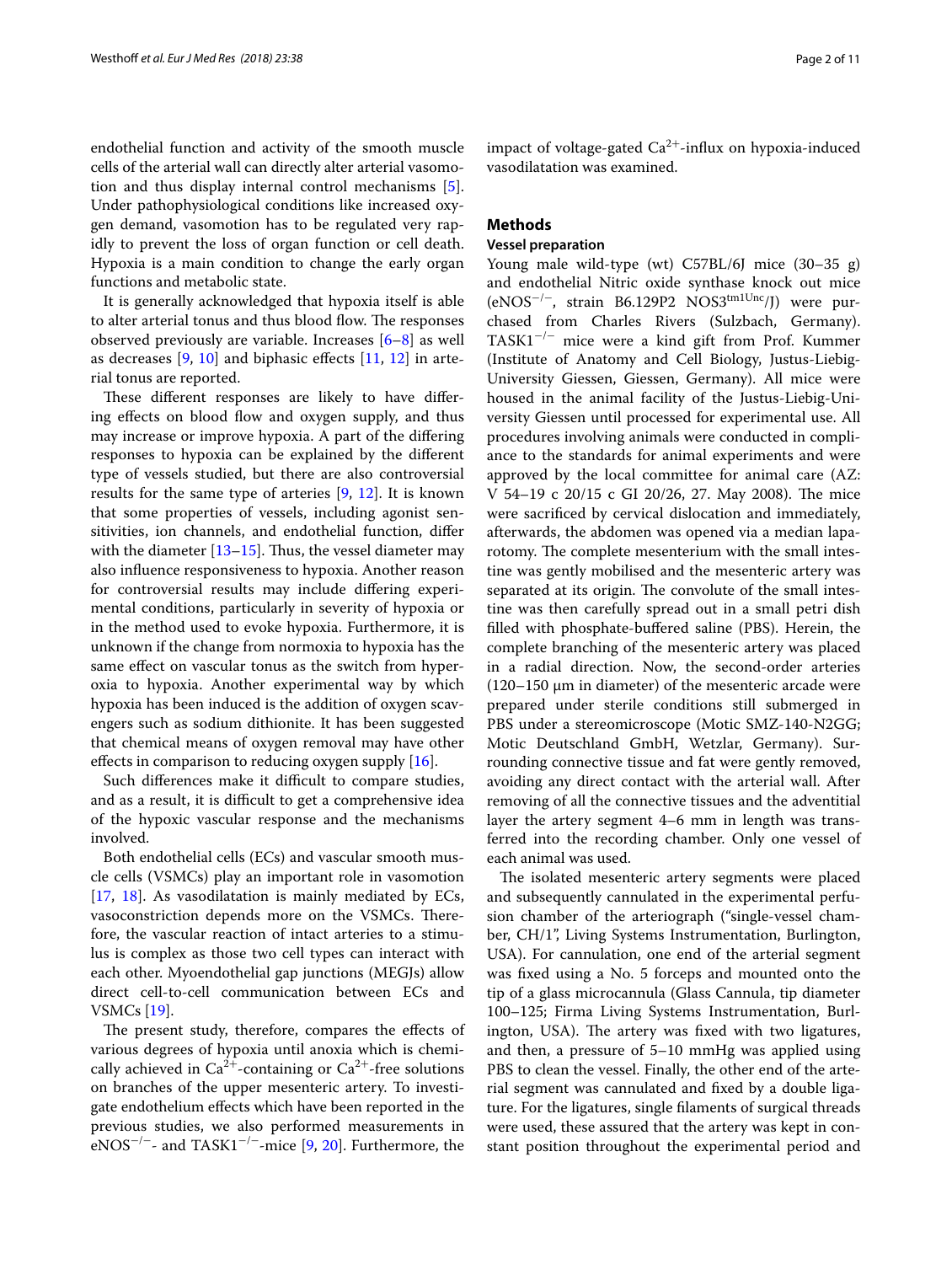endothelial function and activity of the smooth muscle cells of the arterial wall can directly alter arterial vasomotion and thus display internal control mechanisms [5]. Under pathophysiological conditions like increased oxygen demand, vasomotion has to be regulated very rapidly to prevent the loss of organ function or cell death. Hypoxia is a main condition to change the early organ functions and metabolic state.

It is generally acknowledged that hypoxia itself is able to alter arterial tonus and thus blood flow. The responses observed previously are variable. Increases [6–8] as well as decreases [9, 10] and biphasic effects [11, 12] in arterial tonus are reported.

These different responses are likely to have differing effects on blood flow and oxygen supply, and thus may increase or improve hypoxia. A part of the differing responses to hypoxia can be explained by the different type of vessels studied, but there are also controversial results for the same type of arteries [9, 12]. It is known that some properties of vessels, including agonist sensitivities, ion channels, and endothelial function, differ with the diameter [13–15]. Thus, the vessel diameter may also influence responsiveness to hypoxia. Another reason for controversial results may include differing experimental conditions, particularly in severity of hypoxia or in the method used to evoke hypoxia. Furthermore, it is unknown if the change from normoxia to hypoxia has the same effect on vascular tonus as the switch from hyperoxia to hypoxia. Another experimental way by which hypoxia has been induced is the addition of oxygen scavengers such as sodium dithionite. It has been suggested that chemical means of oxygen removal may have other effects in comparison to reducing oxygen supply [16].

Such differences make it difficult to compare studies, and as a result, it is difficult to get a comprehensive idea of the hypoxic vascular response and the mechanisms involved.

Both endothelial cells (ECs) and vascular smooth muscle cells (VSMCs) play an important role in vasomotion [17, 18]. As vasodilatation is mainly mediated by ECs, vasoconstriction depends more on the VSMCs. Therefore, the vascular reaction of intact arteries to a stimulus is complex as those two cell types can interact with each other. Myoendothelial gap junctions (MEGJs) allow direct cell-to-cell communication between ECs and VSMCs [19].

The present study, therefore, compares the effects of various degrees of hypoxia until anoxia which is chemically achieved in $Ca^{2+}$-containing or $Ca^{2+}$-free solutions on branches of the upper mesenteric artery. To investigate endothelium effects which have been reported in the previous studies, we also performed measurements in $eNOS^{-/-}$- and $TASK1^{-/-}$-mice [9, 20]. Furthermore, the impact of voltage-gated $Ca^{2+}$-influx on hypoxia-induced vasodilatation was examined.

## Methods

### Vessel preparation

Young male wild-type (wt) C57BL/6J mice (30–35 g) and endothelial Nitric oxide synthase knock out mice ($eNOS^{-/-}$, strain B6.129P2 $NOS3^{tm1Unc}$/J) were purchased from Charles Rivers (Sulzbach, Germany). $TASK1^{-/-}$ mice were a kind gift from Prof. Kummer (Institute of Anatomy and Cell Biology, Justus-Liebig-University Giessen, Giessen, Germany). All mice were housed in the animal facility of the Justus-Liebig-University Giessen until processed for experimental use. All procedures involving animals were conducted in compliance to the standards for animal experiments and were approved by the local committee for animal care (AZ: V 54–19 c 20/15 c GI 20/26, 27. May 2008). The mice were sacrificed by cervical dislocation and immediately, afterwards, the abdomen was opened via a median laparotomy. The complete mesenterium with the small intestine was gently mobilised and the mesenteric artery was separated at its origin. The convolute of the small intestine was then carefully spread out in a small petri dish filled with phosphate-buffered saline (PBS). Herein, the complete branching of the mesenteric artery was placed in a radial direction. Now, the second-order arteries (120–150 µm in diameter) of the mesenteric arcade were prepared under sterile conditions still submerged in PBS under a stereomicroscope (Motic SMZ-140-N2GG; Motic Deutschland GmbH, Wetzlar, Germany). Surrounding connective tissue and fat were gently removed, avoiding any direct contact with the arterial wall. After removing of all the connective tissues and the adventitial layer the artery segment 4–6 mm in length was transferred into the recording chamber. Only one vessel of each animal was used.

The isolated mesenteric artery segments were placed and subsequently cannulated in the experimental perfusion chamber of the arteriograph ("single-vessel chamber, CH/1", Living Systems Instrumentation, Burlington, USA). For cannulation, one end of the arterial segment was fixed using a No. 5 forceps and mounted onto the tip of a glass microcannula (Glass Cannula, tip diameter 100–125; Firma Living Systems Instrumentation, Burlington, USA). The artery was fixed with two ligatures, and then, a pressure of 5–10 mmHg was applied using PBS to clean the vessel. Finally, the other end of the arterial segment was cannulated and fixed by a double ligature. For the ligatures, single filaments of surgical threads were used, these assured that the artery was kept in constant position throughout the experimental period and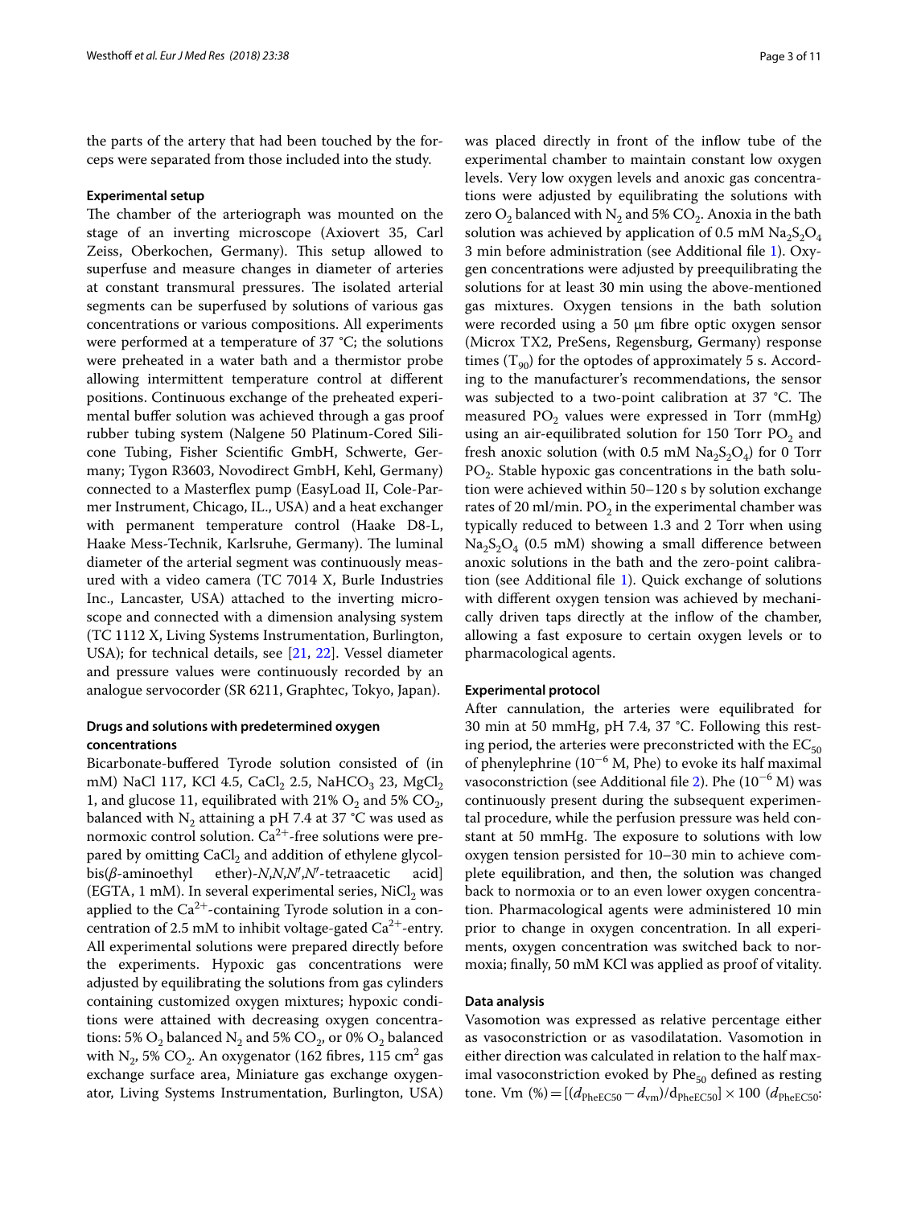the parts of the artery that had been touched by the forceps were separated from those included into the study.

### Experimental setup

The chamber of the arteriograph was mounted on the stage of an inverting microscope (Axiovert 35, Carl Zeiss, Oberkochen, Germany). This setup allowed to superfuse and measure changes in diameter of arteries at constant transmural pressures. The isolated arterial segments can be superfused by solutions of various gas concentrations or various compositions. All experiments were performed at a temperature of 37 °C; the solutions were preheated in a water bath and a thermistor probe allowing intermittent temperature control at different positions. Continuous exchange of the preheated experimental buffer solution was achieved through a gas proof rubber tubing system (Nalgene 50 Platinum-Cored Silicone Tubing, Fisher Scientific GmbH, Schwerte, Germany; Tygon R3603, Novodirect GmbH, Kehl, Germany) connected to a Masterflex pump (EasyLoad II, Cole-Parmer Instrument, Chicago, IL., USA) and a heat exchanger with permanent temperature control (Haake D8-L, Haake Mess-Technik, Karlsruhe, Germany). The luminal diameter of the arterial segment was continuously measured with a video camera (TC 7014 X, Burle Industries Inc., Lancaster, USA) attached to the inverting microscope and connected with a dimension analysing system (TC 1112 X, Living Systems Instrumentation, Burlington, USA); for technical details, see [21, 22]. Vessel diameter and pressure values were continuously recorded by an analogue servocorder (SR 6211, Graphtec, Tokyo, Japan).

### Drugs and solutions with predetermined oxygen concentrations

Bicarbonate-buffered Tyrode solution consisted of (in mM) NaCl 117, KCl 4.5, $CaCl_2$ 2.5, $NaHCO_3$ 23, $MgCl_2$ 1, and glucose 11, equilibrated with 21% $O_2$ and 5% $CO_2$, balanced with $N_2$ attaining a pH 7.4 at 37 °C was used as normoxic control solution. $Ca^{2+}$-free solutions were prepared by omitting $CaCl_2$ and addition of ethylene glycolbis(*β*-aminoethyl ether)-*N*,*N*,*N*′,*N*′-tetraacetic acid] (EGTA, 1 mM). In several experimental series, $NiCl_2$ was applied to the $Ca^{2+}$-containing Tyrode solution in a concentration of 2.5 mM to inhibit voltage-gated $Ca^{2+}$-entry. All experimental solutions were prepared directly before the experiments. Hypoxic gas concentrations were adjusted by equilibrating the solutions from gas cylinders containing customized oxygen mixtures; hypoxic conditions were attained with decreasing oxygen concentrations: 5% $O_2$ balanced $N_2$ and 5% $CO_2$, or 0% $O_2$ balanced with $N_2$, 5% $CO_2$. An oxygenator (162 fibres, 115 $cm^2$ gas exchange surface area, Miniature gas exchange oxygenator, Living Systems Instrumentation, Burlington, USA) was placed directly in front of the inflow tube of the experimental chamber to maintain constant low oxygen levels. Very low oxygen levels and anoxic gas concentrations were adjusted by equilibrating the solutions with zero $O_2$ balanced with $N_2$ and 5% $CO_2$. Anoxia in the bath solution was achieved by application of 0.5 mM $Na_2S_2O_4$ 3 min before administration (see Additional file 1). Oxygen concentrations were adjusted by preequilibrating the solutions for at least 30 min using the above-mentioned gas mixtures. Oxygen tensions in the bath solution were recorded using a 50 µm fibre optic oxygen sensor (Microx TX2, PreSens, Regensburg, Germany) response times ($T_{90}$) for the optodes of approximately 5 s. According to the manufacturer's recommendations, the sensor was subjected to a two-point calibration at 37 °C. The measured $PO_2$ values were expressed in Torr (mmHg) using an air-equilibrated solution for 150 Torr $PO_2$ and fresh anoxic solution (with 0.5 mM $Na_2S_2O_4$) for 0 Torr $PO_2$. Stable hypoxic gas concentrations in the bath solution were achieved within 50–120 s by solution exchange rates of 20 ml/min. $PO_2$ in the experimental chamber was typically reduced to between 1.3 and 2 Torr when using $Na_2S_2O_4$ (0.5 mM) showing a small difference between anoxic solutions in the bath and the zero-point calibration (see Additional file 1). Quick exchange of solutions with different oxygen tension was achieved by mechanically driven taps directly at the inflow of the chamber, allowing a fast exposure to certain oxygen levels or to pharmacological agents.

### Experimental protocol

After cannulation, the arteries were equilibrated for 30 min at 50 mmHg, pH 7.4, 37 °C. Following this resting period, the arteries were preconstricted with the $EC_{50}$ of phenylephrine ($10^{-6}$ M, Phe) to evoke its half maximal vasoconstriction (see Additional file 2). Phe ($10^{-6}$ M) was continuously present during the subsequent experimental procedure, while the perfusion pressure was held constant at 50 mmHg. The exposure to solutions with low oxygen tension persisted for 10–30 min to achieve complete equilibration, and then, the solution was changed back to normoxia or to an even lower oxygen concentration. Pharmacological agents were administered 10 min prior to change in oxygen concentration. In all experiments, oxygen concentration was switched back to normoxia; finally, 50 mM KCl was applied as proof of vitality.

### Data analysis

Vasomotion was expressed as relative percentage either as vasoconstriction or as vasodilatation. Vasomotion in either direction was calculated in relation to the half maximal vasoconstriction evoked by $Phe_{50}$ defined as resting tone. Vm (%) $= [(d_{PheEC50} - d_{vm})/d_{PheEC50}] \times 100$ ($d_{PheEC50}$: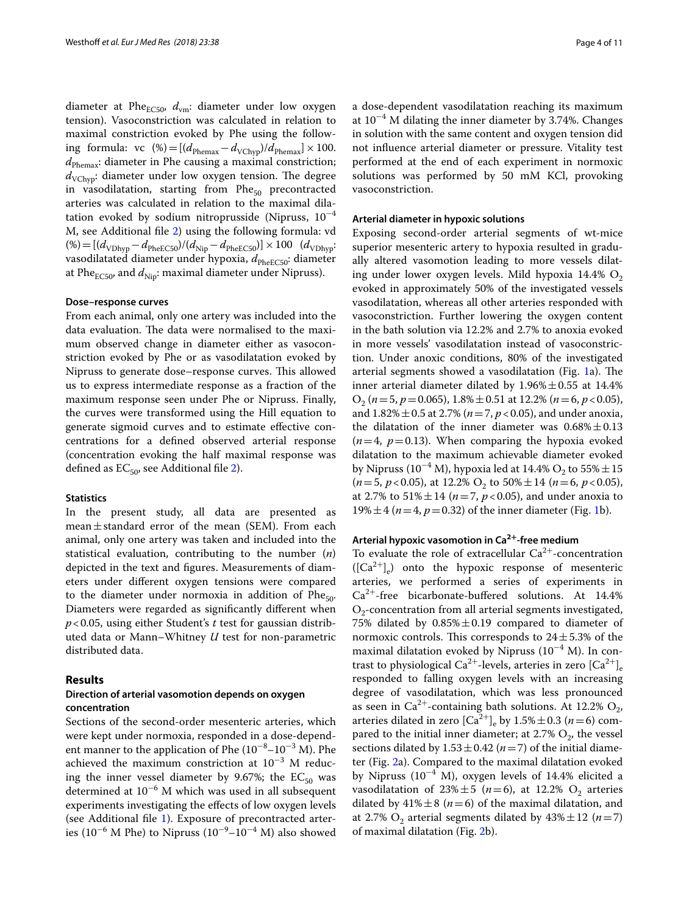diameter at $Phe_{EC50}$, $d_{vm}$: diameter under low oxygen tension). Vasoconstriction was calculated in relation to maximal constriction evoked by Phe using the following formula: vc $(\%) = [(d_{Phemax} - d_{VChyp})/d_{Phemax}] \times 100$. $d_{Phemax}$: diameter in Phe causing a maximal constriction; $d_{VChyp}$: diameter under low oxygen tension. The degree in vasodilatation, starting from $Phe_{50}$ precontracted arteries was calculated in relation to the maximal dilatation evoked by sodium nitroprusside (Nipruss, $10^{-4}$ M, see Additional file 2) using the following formula: vd $(\%) = [(d_{VDhyp} - d_{PheEC50})/(d_{Nip} - d_{PheEC50})] \times 100$ ($d_{VDhyp}$: vasodilatated diameter under hypoxia, $d_{PheEC50}$: diameter at $Phe_{EC50}$, and $d_{Nip}$: maximal diameter under Nipruss).

#### Dose–response curves

From each animal, only one artery was included into the data evaluation. The data were normalised to the maximum observed change in diameter either as vasoconstriction evoked by Phe or as vasodilatation evoked by Nipruss to generate dose–response curves. This allowed us to express intermediate response as a fraction of the maximum response seen under Phe or Nipruss. Finally, the curves were transformed using the Hill equation to generate sigmoid curves and to estimate effective concentrations for a defined observed arterial response (concentration evoking the half maximal response was defined as $EC_{50}$, see Additional file 2).

#### Statistics

In the present study, all data are presented as mean ± standard error of the mean (SEM). From each animal, only one artery was taken and included into the statistical evaluation, contributing to the number ($n$) depicted in the text and figures. Measurements of diameters under different oxygen tensions were compared to the diameter under normoxia in addition of $Phe_{50}$. Diameters were regarded as significantly different when $p < 0.05$, using either Student's $t$ test for gaussian distributed data or Mann–Whitney $U$ test for non-parametric distributed data.

## Results

### Direction of arterial vasomotion depends on oxygen concentration

Sections of the second-order mesenteric arteries, which were kept under normoxia, responded in a dose-dependent manner to the application of Phe ($10^{-8}$–$10^{-3}$ M). Phe achieved the maximum constriction at $10^{-3}$ M reducing the inner vessel diameter by 9.67%; the $EC_{50}$ was determined at $10^{-6}$ M which was used in all subsequent experiments investigating the effects of low oxygen levels (see Additional file 1). Exposure of precontracted arteries ($10^{-6}$ M Phe) to Nipruss ($10^{-9}$–$10^{-4}$ M) also showed a dose-dependent vasodilatation reaching its maximum at $10^{-4}$ M dilating the inner diameter by 3.74%. Changes in solution with the same content and oxygen tension did not influence arterial diameter or pressure. Vitality test performed at the end of each experiment in normoxic solutions was performed by 50 mM KCl, provoking vasoconstriction.

#### Arterial diameter in hypoxic solutions

Exposing second-order arterial segments of wt-mice superior mesenteric artery to hypoxia resulted in gradually altered vasomotion leading to more vessels dilating under lower oxygen levels. Mild hypoxia 14.4% $O_2$ evoked in approximately 50% of the investigated vessels vasodilatation, whereas all other arteries responded with vasoconstriction. Further lowering the oxygen content in the bath solution via 12.2% and 2.7% to anoxia evoked in more vessels' vasodilatation instead of vasoconstriction. Under anoxic conditions, 80% of the investigated arterial segments showed a vasodilatation (Fig. 1a). The inner arterial diameter dilated by 1.96% ± 0.55 at 14.4% $O_2$ ($n = 5$, $p = 0.065$), 1.8% ± 0.51 at 12.2% ($n = 6$, $p < 0.05$), and 1.82% ± 0.5 at 2.7% ($n = 7$, $p < 0.05$), and under anoxia, the dilatation of the inner diameter was 0.68% ± 0.13 ($n = 4$, $p = 0.13$). When comparing the hypoxia evoked dilatation to the maximum achievable diameter evoked by Nipruss ($10^{-4}$ M), hypoxia led at 14.4% $O_2$ to 55% ± 15 ($n = 5$, $p < 0.05$), at 12.2% $O_2$ to 50% ± 14 ($n = 6$, $p < 0.05$), at 2.7% to 51% ± 14 ($n = 7$, $p < 0.05$), and under anoxia to 19% ± 4 ($n = 4$, $p = 0.32$) of the inner diameter (Fig. 1b).

#### Arterial hypoxic vasomotion in $Ca^{2+}$-free medium

To evaluate the role of extracellular $Ca^{2+}$-concentration ($[Ca^{2+}]_e$) onto the hypoxic response of mesenteric arteries, we performed a series of experiments in $Ca^{2+}$-free bicarbonate-buffered solutions. At 14.4% $O_2$-concentration from all arterial segments investigated, 75% dilated by 0.85% ± 0.19 compared to diameter of normoxic controls. This corresponds to 24 ± 5.3% of the maximal dilatation evoked by Nipruss ($10^{-4}$ M). In contrast to physiological $Ca^{2+}$-levels, arteries in zero $[Ca^{2+}]_e$ responded to falling oxygen levels with an increasing degree of vasodilatation, which was less pronounced as seen in $Ca^{2+}$-containing bath solutions. At 12.2% $O_2$, arteries dilated in zero $[Ca^{2+}]_e$ by 1.5% ± 0.3 ($n = 6$) compared to the initial inner diameter; at 2.7% $O_2$, the vessel sections dilated by 1.53 ± 0.42 ($n = 7$) of the initial diameter (Fig. 2a). Compared to the maximal dilatation evoked by Nipruss ($10^{-4}$ M), oxygen levels of 14.4% elicited a vasodilatation of 23% ± 5 ($n = 6$), at 12.2% $O_2$ arteries dilated by 41% ± 8 ($n = 6$) of the maximal dilatation, and at 2.7% $O_2$ arterial segments dilated by 43% ± 12 ($n = 7$) of maximal dilatation (Fig. 2b).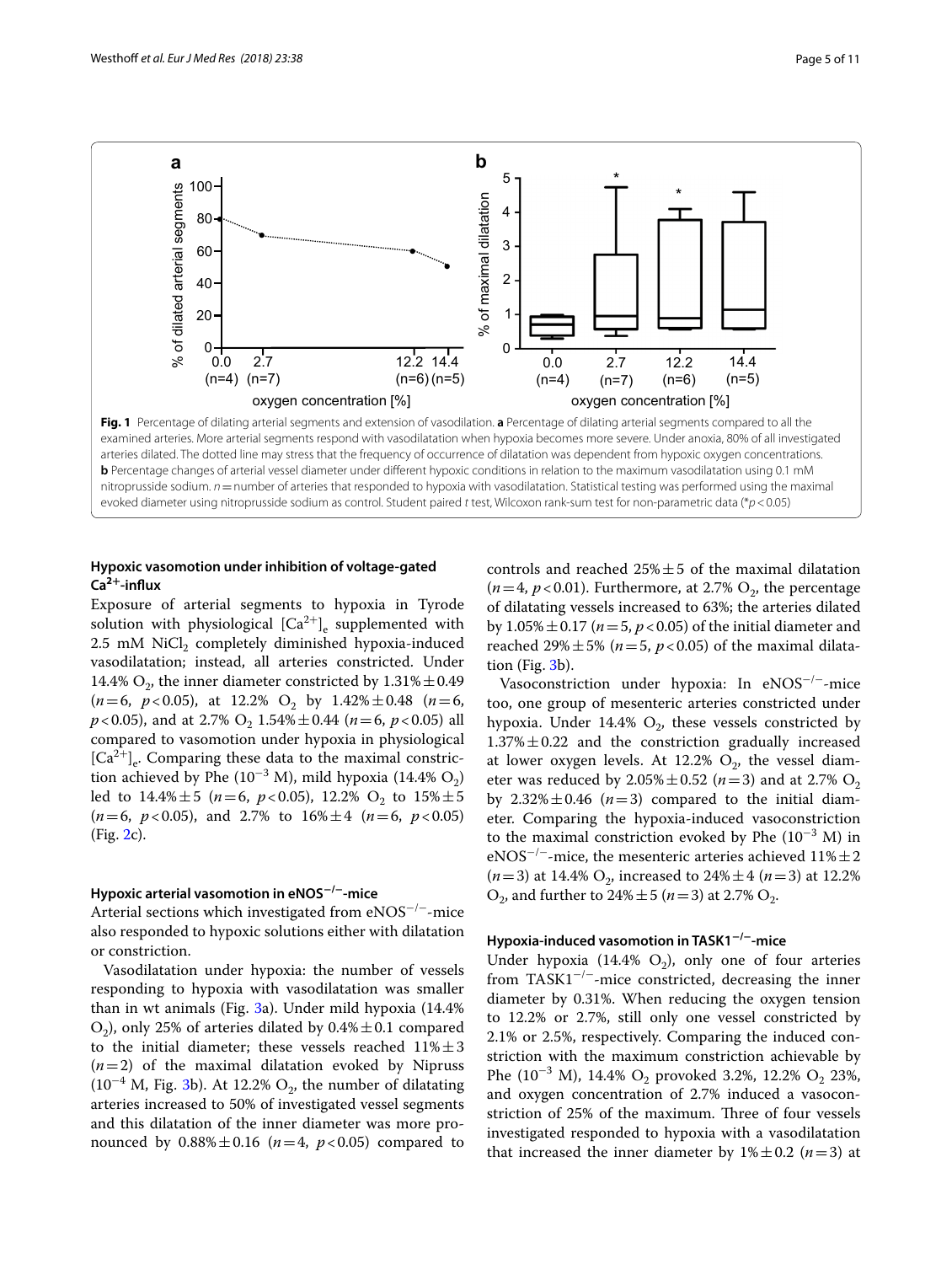a

% of dilated arterial segments

100
80
60
40
20
0

0.0 (n=4)
2.7 (n=7)
12.2 (n=6)
14.4 (n=5)

oxygen concentration [%]

b

% of maximal dilatation

5
4
3
2
1
0

*
*

0.0 (n=4)
2.7 (n=7)
12.2 (n=6)
14.4 (n=5)

oxygen concentration [%]

**Fig. 1** Percentage of dilating arterial segments and extension of vasodilation. **a** Percentage of dilating arterial segments compared to all the examined arteries. More arterial segments respond with vasodilatation when hypoxia becomes more severe. Under anoxia, 80% of all investigated arteries dilated. The dotted line may stress that the frequency of occurrence of dilatation was dependent from hypoxic oxygen concentrations. **b** Percentage changes of arterial vessel diameter under different hypoxic conditions in relation to the maximum vasodilatation using 0.1 mM nitroprusside sodium. $n$ = number of arteries that responded to hypoxia with vasodilatation. Statistical testing was performed using the maximal evoked diameter using nitroprusside sodium as control. Student paired $t$ test, Wilcoxon rank-sum test for non-parametric data (*$p < 0.05$)

### Hypoxic vasomotion under inhibition of voltage-gated $Ca^{2+}$-influx

Exposure of arterial segments to hypoxia in Tyrode solution with physiological $[Ca^{2+}]_e$ supplemented with 2.5 mM $NiCl_2$ completely diminished hypoxia-induced vasodilatation; instead, all arteries constricted. Under 14.4% $O_2$, the inner diameter constricted by 1.31% ± 0.49 ($n = 6$, $p < 0.05$), at 12.2% $O_2$ by 1.42% ± 0.48 ($n = 6$, $p < 0.05$), and at 2.7% $O_2$ 1.54% ± 0.44 ($n = 6$, $p < 0.05$) all compared to vasomotion under hypoxia in physiological $[Ca^{2+}]_e$. Comparing these data to the maximal constriction achieved by Phe ($10^{-3}$ M), mild hypoxia (14.4% $O_2$) led to 14.4% ± 5 ($n = 6$, $p < 0.05$), 12.2% $O_2$ to 15% ± 5 ($n = 6$, $p < 0.05$), and 2.7% to 16% ± 4 ($n = 6$, $p < 0.05$) (Fig. 2c).

### Hypoxic arterial vasomotion in $eNOS^{-/-}$-mice

Arterial sections which investigated from $eNOS^{-/-}$-mice also responded to hypoxic solutions either with dilatation or constriction.

Vasodilatation under hypoxia: the number of vessels responding to hypoxia with vasodilatation was smaller than in wt animals (Fig. 3a). Under mild hypoxia (14.4% $O_2$), only 25% of arteries dilated by 0.4% ± 0.1 compared to the initial diameter; these vessels reached 11% ± 3 ($n = 2$) of the maximal dilatation evoked by Nipruss ($10^{-4}$ M, Fig. 3b). At 12.2% $O_2$, the number of dilating arteries increased to 50% of investigated vessel segments and this dilatation of the inner diameter was more pronounced by 0.88% ± 0.16 ($n = 4$, $p < 0.05$) compared to controls and reached 25% ± 5 of the maximal dilatation ($n = 4$, $p < 0.01$). Furthermore, at 2.7% $O_2$, the percentage of dilating vessels increased to 63%; the arteries dilated by 1.05% ± 0.17 ($n = 5$, $p < 0.05$) of the initial diameter and reached 29% ± 5% ($n = 5$, $p < 0.05$) of the maximal dilatation (Fig. 3b).

Vasoconstriction under hypoxia: In $eNOS^{-/-}$-mice too, one group of mesenteric arteries constricted under hypoxia. Under 14.4% $O_2$, these vessels constricted by 1.37% ± 0.22 and the constriction gradually increased at lower oxygen levels. At 12.2% $O_2$, the vessel diameter was reduced by 2.05% ± 0.52 ($n = 3$) and at 2.7% $O_2$ by 2.32% ± 0.46 ($n = 3$) compared to the initial diameter. Comparing the hypoxia-induced vasoconstriction to the maximal constriction evoked by Phe ($10^{-3}$ M) in $eNOS^{-/-}$-mice, the mesenteric arteries achieved 11% ± 2 ($n = 3$) at 14.4% $O_2$, increased to 24% ± 4 ($n = 3$) at 12.2% $O_2$, and further to 24% ± 5 ($n = 3$) at 2.7% $O_2$.

### Hypoxia-induced vasomotion in $TASK1^{-/-}$-mice

Under hypoxia (14.4% $O_2$), only one of four arteries from $TASK1^{-/-}$-mice constricted, decreasing the inner diameter by 0.31%. When reducing the oxygen tension to 12.2% or 2.7%, still only one vessel constricted by 2.1% or 2.5%, respectively. Comparing the induced constriction with the maximum constriction achievable by Phe ($10^{-3}$ M), 14.4% $O_2$ provoked 3.2%, 12.2% $O_2$ 23%, and oxygen concentration of 2.7% induced a vasoconstriction of 25% of the maximum. Three of four vessels investigated responded to hypoxia with a vasodilatation that increased the inner diameter by 1% ± 0.2 ($n = 3$) at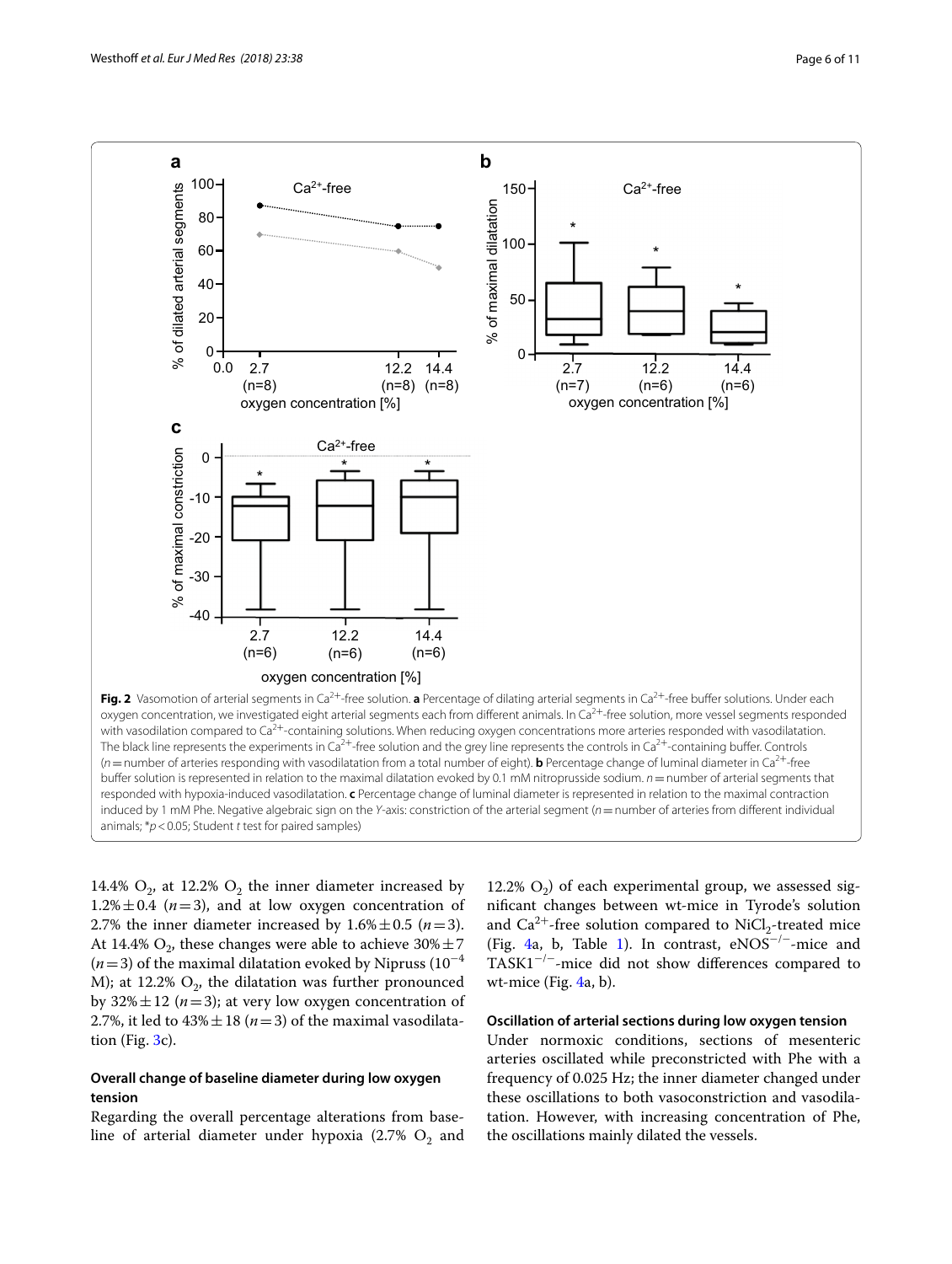a

Ca²⁺-free

% of dilated arterial segments

100
80
60
40
20
0

0.0 2.7 (n=8) 12.2 (n=8) 14.4 (n=8)

oxygen concentration [%]

b

Ca²⁺-free

% of maximal dilatation

150
100
50
0

2.7 (n=7) 12.2 (n=6) 14.4 (n=6)

oxygen concentration [%]

c

Ca²⁺-free

% of maximal constriction

0
-10
-20
-30
-40

2.7 (n=6) 12.2 (n=6) 14.4 (n=6)

oxygen concentration [%]

**Fig. 2** Vasomotion of arterial segments in $Ca^{2+}$-free solution. **a** Percentage of dilating arterial segments in $Ca^{2+}$-free buffer solutions. Under each oxygen concentration, we investigated eight arterial segments each from different animals. In $Ca^{2+}$-free solution, more vessel segments responded with vasodilation compared to $Ca^{2+}$-containing solutions. When reducing oxygen concentrations more arteries responded with vasodilatation. The black line represents the experiments in $Ca^{2+}$-free solution and the grey line represents the controls in $Ca^{2+}$-containing buffer. Controls ($n$ = number of arteries responding with vasodilation from a total number of eight). **b** Percentage change of luminal diameter in $Ca^{2+}$-free buffer solution is represented in relation to the maximal dilatation evoked by 0.1 mM nitroprusside sodium. $n$ = number of arterial segments that responded with hypoxia-induced vasodilatation. **c** Percentage change of luminal diameter is represented in relation to the maximal contraction induced by 1 mM Phe. Negative algebraic sign on the *Y*-axis: constriction of the arterial segment ($n$ = number of arteries from different individual animals; *$p < 0.05$; Student *t* test for paired samples)

14.4% $O_2$, at 12.2% $O_2$ the inner diameter increased by 1.2% ± 0.4 ($n$ = 3), and at low oxygen concentration of 2.7% the inner diameter increased by 1.6% ± 0.5 ($n$ = 3). At 14.4% $O_2$, these changes were able to achieve 30% ± 7 ($n$ = 3) of the maximal dilatation evoked by Nipruss ($10^{-4}$ M); at 12.2% $O_2$, the dilatation was further pronounced by 32% ± 12 ($n$ = 3); at very low oxygen concentration of 2.7%, it led to 43% ± 18 ($n$ = 3) of the maximal vasodilatation (Fig. 3c).

### Overall change of baseline diameter during low oxygen tension

Regarding the overall percentage alterations from baseline of arterial diameter under hypoxia (2.7% $O_2$ and 12.2% $O_2$) of each experimental group, we assessed significant changes between wt-mice in Tyrode's solution and $Ca^{2+}$-free solution compared to $NiCl_2$-treated mice (Fig. 4a, b, Table 1). In contrast, $eNOS^{-/-}$-mice and $TASK1^{-/-}$-mice did not show differences compared to wt-mice (Fig. 4a, b).

### Oscillation of arterial sections during low oxygen tension

Under normoxic conditions, sections of mesenteric arteries oscillated while preconstricted with Phe with a frequency of 0.025 Hz; the inner diameter changed under these oscillations to both vasoconstriction and vasodilatation. However, with increasing concentration of Phe, the oscillations mainly dilated the vessels.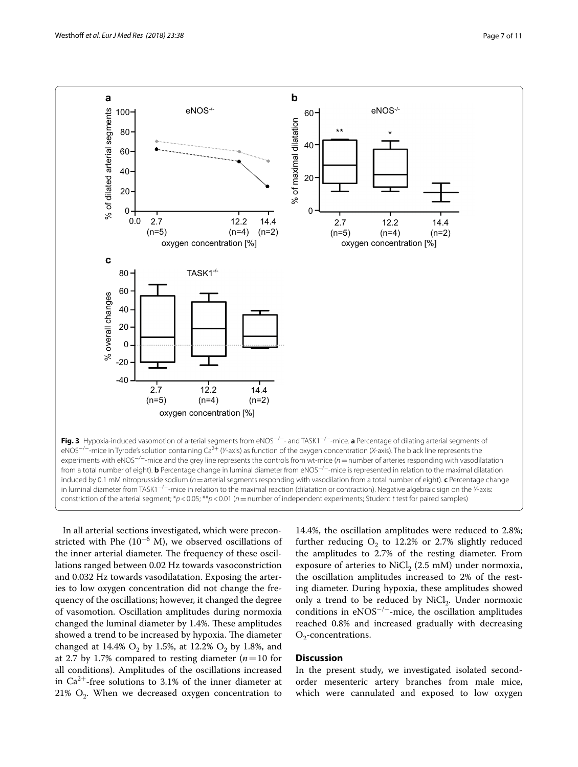a

eNOS-/-

% of dilated arterial segments

100
80
60
40
20
0

0.0 2.7 (n=5) 12.2 (n=4) 14.4 (n=2)

oxygen concentration [%]

b

eNOS-/-

% of maximal dilatation

60
40
20
0

**
*

2.7 (n=5) 12.2 (n=4) 14.4 (n=2)

oxygen concentration [%]

c

TASK1-/-

% overall changes

80
60
40
20
0
-20
-40

2.7 (n=5) 12.2 (n=4) 14.4 (n=2)

oxygen concentration [%]

**Fig. 3** Hypoxia-induced vasomotion of arterial segments from eNOS$^{-/-}$- and TASK1$^{-/-}$-mice. **a** Percentage of dilating arterial segments of eNOS$^{-/-}$-mice in Tyrode's solution containing $Ca^{2+}$ (*Y*-axis) as function of the oxygen concentration (*X*-axis). The black line represents the experiments with eNOS$^{-/-}$-mice and the grey line represents the controls from wt-mice (*n* = number of arteries responding with vasodilatation from a total number of eight). **b** Percentage change in luminal diameter from eNOS$^{-/-}$-mice is represented in relation to the maximal dilatation induced by 0.1 mM nitroprusside sodium (*n* = arterial segments responding with vasodilation from a total number of eight). **c** Percentage change in luminal diameter from TASK1$^{-/-}$-mice in relation to the maximal reaction (dilatation or contraction). Negative algebraic sign on the *Y*-axis: constriction of the arterial segment; *$p < 0.05$; **$p < 0.01$ (*n* = number of independent experiments; Student *t* test for paired samples)

In all arterial sections investigated, which were preconstricted with Phe ($10^{-6}$ M), we observed oscillations of the inner arterial diameter. The frequency of these oscillations ranged between 0.02 Hz towards vasoconstriction and 0.032 Hz towards vasodilatation. Exposing the arteries to low oxygen concentration did not change the frequency of the oscillations; however, it changed the degree of vasomotion. Oscillation amplitudes during normoxia changed the luminal diameter by 1.4%. These amplitudes showed a trend to be increased by hypoxia. The diameter changed at 14.4% $O_2$ by 1.5%, at 12.2% $O_2$ by 1.8%, and at 2.7 by 1.7% compared to resting diameter (*n* = 10 for all conditions). Amplitudes of the oscillations increased in $Ca^{2+}$-free solutions to 3.1% of the inner diameter at 21% $O_2$. When we decreased oxygen concentration to 14.4%, the oscillation amplitudes were reduced to 2.8%; further reducing $O_2$ to 12.2% or 2.7% slightly reduced the amplitudes to 2.7% of the resting diameter. From exposure of arteries to $NiCl_2$ (2.5 mM) under normoxia, the oscillation amplitudes increased to 2% of the resting diameter. During hypoxia, these amplitudes showed only a trend to be reduced by $NiCl_2$. Under normoxic conditions in eNOS$^{-/-}$-mice, the oscillation amplitudes reached 0.8% and increased gradually with decreasing $O_2$-concentrations.

## Discussion

In the present study, we investigated isolated second-order mesenteric artery branches from male mice, which were cannulated and exposed to low oxygen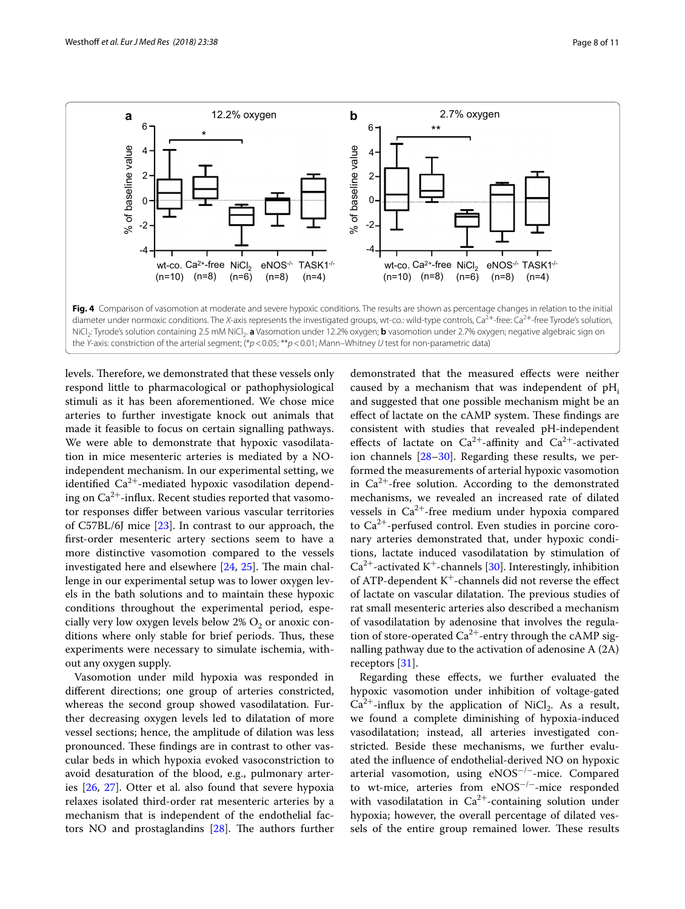**a** 12.2% oxygen

6
4
2
0
-2
-4

% of baseline value

*

wt-co. (n=10)
$Ca^{2+}$-free (n=8)
$NiCl_2$ (n=6)
$eNOS^{-/-}$ (n=8)
$TASK1^{-/-}$ (n=4)

**b** 2.7% oxygen

6
4
2
0
-2
-4

% of baseline value

**

wt-co. (n=10)
$Ca^{2+}$-free (n=8)
$NiCl_2$ (n=6)
$eNOS^{-/-}$ (n=8)
$TASK1^{-/-}$ (n=4)

**Fig. 4** Comparison of vasomotion at moderate and severe hypoxic conditions. The results are shown as percentage changes in relation to the initial diameter under normoxic conditions. The *X*-axis represents the investigated groups, wt-co.: wild-type controls, $Ca^{2+}$-free: $Ca^{2+}$-free Tyrode's solution, $NiCl_2$: Tyrode's solution containing 2.5 mM $NiCl_2$. **a** Vasomotion under 12.2% oxygen; **b** vasomotion under 2.7% oxygen; negative algebraic sign on the *Y*-axis: constriction of the arterial segment; (*$p < 0.05$; **$p < 0.01$; Mann–Whitney *U* test for non-parametric data)

levels. Therefore, we demonstrated that these vessels only respond little to pharmacological or pathophysiological stimuli as it has been aforementioned. We chose mice arteries to further investigate knock out animals that made it feasible to focus on certain signalling pathways. We were able to demonstrate that hypoxic vasodilatation in mice mesenteric arteries is mediated by a NO-independent mechanism. In our experimental setting, we identified $Ca^{2+}$-mediated hypoxic vasodilation depending on $Ca^{2+}$-influx. Recent studies reported that vasomotor responses differ between various vascular territories of C57BL/6J mice [23]. In contrast to our approach, the first-order mesenteric artery sections seem to have a more distinctive vasomotion compared to the vessels investigated here and elsewhere [24, 25]. The main challenge in our experimental setup was to lower oxygen levels in the bath solutions and to maintain these hypoxic conditions throughout the experimental period, especially very low oxygen levels below 2% $O_2$ or anoxic conditions where only stable for brief periods. Thus, these experiments were necessary to simulate ischemia, without any oxygen supply.

Vasomotion under mild hypoxia was responded in different directions; one group of arteries constricted, whereas the second group showed vasodilatation. Further decreasing oxygen levels led to dilatation of more vessel sections; hence, the amplitude of dilation was less pronounced. These findings are in contrast to other vascular beds in which hypoxia evoked vasoconstriction to avoid desaturation of the blood, e.g., pulmonary arteries [26, 27]. Otter et al. also found that severe hypoxia relaxes isolated third-order rat mesenteric arteries by a mechanism that is independent of the endothelial factors NO and prostaglandins [28]. The authors further demonstrated that the measured effects were neither caused by a mechanism that was independent of $pH_i$ and suggested that one possible mechanism might be an effect of lactate on the cAMP system. These findings are consistent with studies that revealed pH-independent effects of lactate on $Ca^{2+}$-affinity and $Ca^{2+}$-activated ion channels [28–30]. Regarding these results, we performed the measurements of arterial hypoxic vasomotion in $Ca^{2+}$-free solution. According to the demonstrated mechanisms, we revealed an increased rate of dilated vessels in $Ca^{2+}$-free medium under hypoxia compared to $Ca^{2+}$-perfused control. Even studies in porcine coronary arteries demonstrated that, under hypoxic conditions, lactate induced vasodilatation by stimulation of $Ca^{2+}$-activated $K^+$-channels [30]. Interestingly, inhibition of ATP-dependent $K^+$-channels did not reverse the effect of lactate on vascular dilatation. The previous studies of rat small mesenteric arteries also described a mechanism of vasodilatation by adenosine that involves the regulation of store-operated $Ca^{2+}$-entry through the cAMP signalling pathway due to the activation of adenosine A (2A) receptors [31].

Regarding these effects, we further evaluated the hypoxic vasomotion under inhibition of voltage-gated $Ca^{2+}$-influx by the application of $NiCl_2$. As a result, we found a complete diminishing of hypoxia-induced vasodilatation; instead, all arteries investigated constricted. Beside these mechanisms, we further evaluated the influence of endothelial-derived NO on hypoxic arterial vasomotion, using $eNOS^{-/-}$-mice. Compared to wt-mice, arteries from $eNOS^{-/-}$-mice responded with vasodilatation in $Ca^{2+}$-containing solution under hypoxia; however, the overall percentage of dilated vessels of the entire group remained lower. These results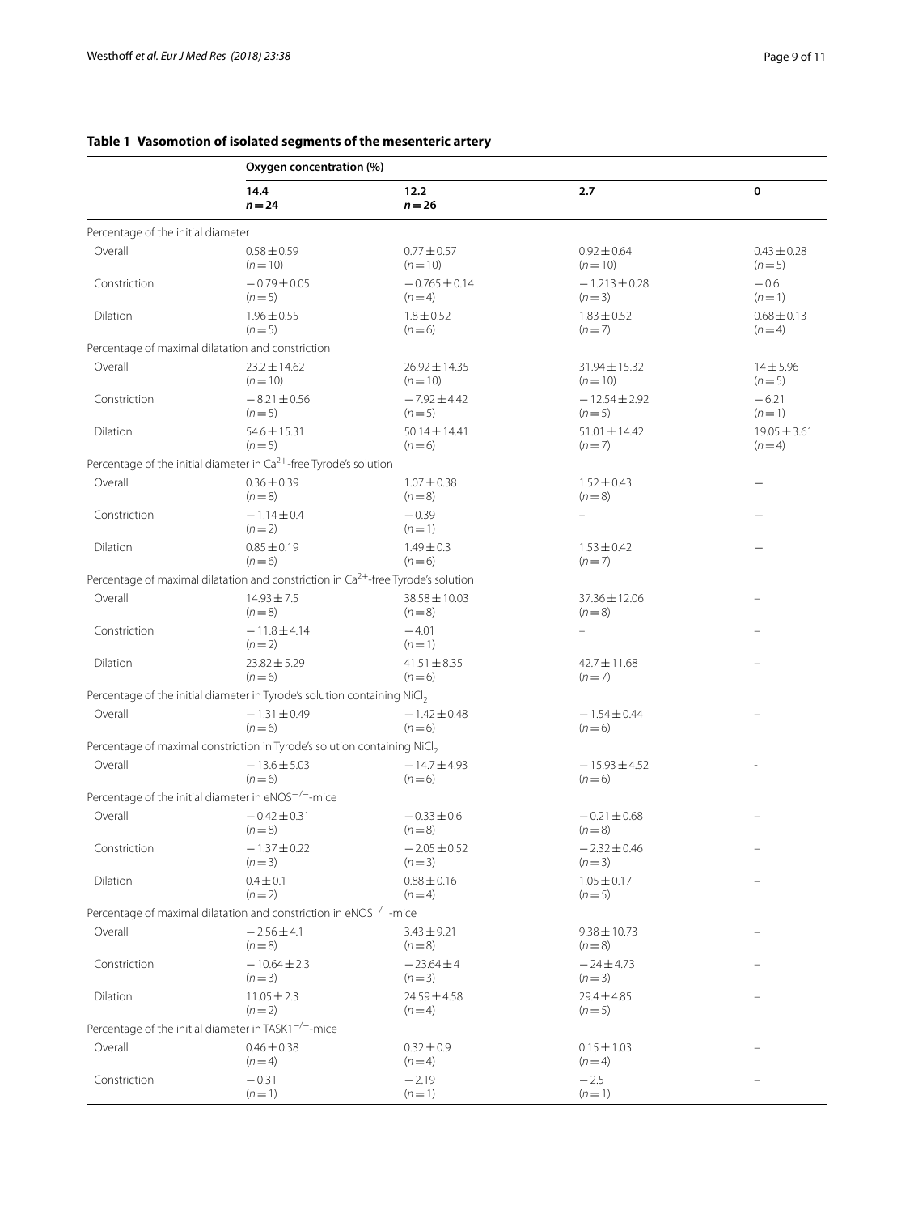**Table 1 Vasomotion of isolated segments of the mesenteric artery**

| | Oxygen concentration (%) | | | |
|---|---|---|---|---|
| | 14.4<br>$n=24$ | 12.2<br>$n=26$ | 2.7 | 0 |
| Percentage of the initial diameter | | | | |
| Overall | $0.58 \pm 0.59$ ($n=10$) | $0.77 \pm 0.57$ ($n=10$) | $0.92 \pm 0.64$ ($n=10$) | $0.43 \pm 0.28$ ($n=5$) |
| Constriction | $-0.79 \pm 0.05$ ($n=5$) | $-0.765 \pm 0.14$ ($n=4$) | $-1.213 \pm 0.28$ ($n=3$) | $-0.6$ ($n=1$) |
| Dilation | $1.96 \pm 0.55$ ($n=5$) | $1.8 \pm 0.52$ ($n=6$) | $1.83 \pm 0.52$ ($n=7$) | $0.68 \pm 0.13$ ($n=4$) |
| Percentage of maximal dilatation and constriction | | | | |
| Overall | $23.2 \pm 14.62$ ($n=10$) | $26.92 \pm 14.35$ ($n=10$) | $31.94 \pm 15.32$ ($n=10$) | $14 \pm 5.96$ ($n=5$) |
| Constriction | $-8.21 \pm 0.56$ ($n=5$) | $-7.92 \pm 4.42$ ($n=5$) | $-12.54 \pm 2.92$ ($n=5$) | $-6.21$ ($n=1$) |
| Dilation | $54.6 \pm 15.31$ ($n=5$) | $50.14 \pm 14.41$ ($n=6$) | $51.01 \pm 14.42$ ($n=7$) | $19.05 \pm 3.61$ ($n=4$) |
| Percentage of the initial diameter in $Ca^{2+}$-free Tyrode's solution | | | | |
| Overall | $0.36 \pm 0.39$ ($n=8$) | $1.07 \pm 0.38$ ($n=8$) | $1.52 \pm 0.43$ ($n=8$) | – |
| Constriction | $-1.14 \pm 0.4$ ($n=2$) | $-0.39$ ($n=1$) | – | – |
| Dilation | $0.85 \pm 0.19$ ($n=6$) | $1.49 \pm 0.3$ ($n=6$) | $1.53 \pm 0.42$ ($n=7$) | – |
| Percentage of maximal dilatation and constriction in $Ca^{2+}$-free Tyrode's solution | | | | |
| Overall | $14.93 \pm 7.5$ ($n=8$) | $38.58 \pm 10.03$ ($n=8$) | $37.36 \pm 12.06$ ($n=8$) | – |
| Constriction | $-11.8 \pm 4.14$ ($n=2$) | $-4.01$ ($n=1$) | – | – |
| Dilation | $23.82 \pm 5.29$ ($n=6$) | $41.51 \pm 8.35$ ($n=6$) | $42.7 \pm 11.68$ ($n=7$) | – |
| Percentage of the initial diameter in Tyrode's solution containing $NiCl_2$ | | | | |
| Overall | $-1.31 \pm 0.49$ ($n=6$) | $-1.42 \pm 0.48$ ($n=6$) | $-1.54 \pm 0.44$ ($n=6$) | – |
| Percentage of maximal constriction in Tyrode's solution containing $NiCl_2$ | | | | |
| Overall | $-13.6 \pm 5.03$ ($n=6$) | $-14.7 \pm 4.93$ ($n=6$) | $-15.93 \pm 4.52$ ($n=6$) | - |
| Percentage of the initial diameter in $eNOS^{-/-}$-mice | | | | |
| Overall | $-0.42 \pm 0.31$ ($n=8$) | $-0.33 \pm 0.6$ ($n=8$) | $-0.21 \pm 0.68$ ($n=8$) | – |
| Constriction | $-1.37 \pm 0.22$ ($n=3$) | $-2.05 \pm 0.52$ ($n=3$) | $-2.32 \pm 0.46$ ($n=3$) | – |
| Dilation | $0.4 \pm 0.1$ ($n=2$) | $0.88 \pm 0.16$ ($n=4$) | $1.05 \pm 0.17$ ($n=5$) | – |
| Percentage of maximal dilatation and constriction in $eNOS^{-/-}$-mice | | | | |
| Overall | $-2.56 \pm 4.1$ ($n=8$) | $3.43 \pm 9.21$ ($n=8$) | $9.38 \pm 10.73$ ($n=8$) | – |
| Constriction | $-10.64 \pm 2.3$ ($n=3$) | $-23.64 \pm 4$ ($n=3$) | $-24 \pm 4.73$ ($n=3$) | – |
| Dilation | $11.05 \pm 2.3$ ($n=2$) | $24.59 \pm 4.58$ ($n=4$) | $29.4 \pm 4.85$ ($n=5$) | – |
| Percentage of the initial diameter in $TASK1^{-/-}$-mice | | | | |
| Overall | $0.46 \pm 0.38$ ($n=4$) | $0.32 \pm 0.9$ ($n=4$) | $0.15 \pm 1.03$ ($n=4$) | – |
| Constriction | $-0.31$ ($n=1$) | $-2.19$ ($n=1$) | $-2.5$ ($n=1$) | – |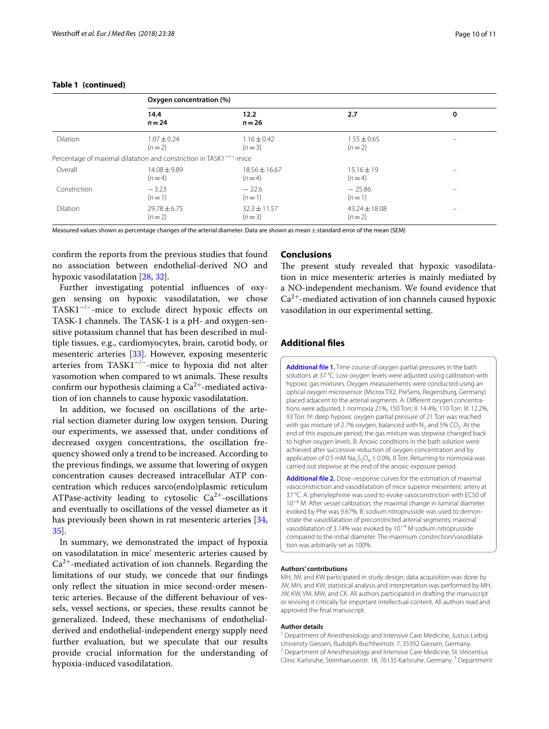**Table 1 (continued)**

| | Oxygen concentration (%) | | | |
|---|---|---|---|---|
| | 14.4 $n=24$ | 12.2 $n=26$ | 2.7 | 0 |
| Dilation | 1.07 ± 0.24 ($n=2$) | 1.16 ± 0.42 ($n=3$) | 1.55 ± 0.65 ($n=2$) | – |
| Percentage of maximal dilatation and constriction in TASK1$^{-/-}$-mice | | | | |
| Overall | 14.08 ± 9.89 ($n=4$) | 18.56 ± 16.67 ($n=4$) | 15.16 ± 19 ($n=4$) | – |
| Constriction | − 3.23 ($n=1$) | − 22.6 ($n=1$) | − 25.86 ($n=1$) | – |
| Dilation | 29.78 ± 6.75 ($n=2$) | 32.3 ± 11.57 ($n=3$) | 43.24 ± 18.08 ($n=2$) | – |

Measured values shown as percentage changes of the arterial diameter. Data are shown as mean ± standard error of the mean (SEM)

confirm the reports from the previous studies that found no association between endothelial-derived NO and hypoxic vasodilatation [28, 32].

Further investigating potential influences of oxygen sensing on hypoxic vasodilatation, we chose TASK1$^{-/-}$-mice to exclude direct hypoxic effects on TASK-1 channels. The TASK-1 is a pH- and oxygen-sensitive potassium channel that has been described in multiple tissues, e.g., cardiomyocytes, brain, carotid body, or mesenteric arteries [33]. However, exposing mesenteric arteries from TASK1$^{-/-}$-mice to hypoxia did not alter vasomotion when compared to wt animals. These results confirm our hypothesis claiming a $Ca^{2+}$-mediated activation of ion channels to cause hypoxic vasodilatation.

In addition, we focused on oscillations of the arterial section diameter during low oxygen tension. During our experiments, we assessed that, under conditions of decreased oxygen concentrations, the oscillation frequency showed only a trend to be increased. According to the previous findings, we assume that lowering of oxygen concentration causes decreased intracellular ATP concentration which reduces sarco(endo)plasmic reticulum ATPase-activity leading to cytosolic $Ca^{2+}$-oscillations and eventually to oscillations of the vessel diameter as it has previously been shown in rat mesenteric arteries [34, 35].

In summary, we demonstrated the impact of hypoxia on vasodilatation in mice' mesenteric arteries caused by $Ca^{2+}$-mediated activation of ion channels. Regarding the limitations of our study, we concede that our findings only reflect the situation in mice second-order mesenteric arteries. Because of the different behaviour of vessels, vessel sections, or species, these results cannot be generalized. Indeed, these mechanisms of endothelial-derived and endothelial-independent energy supply need further evaluation, but we speculate that our results provide crucial information for the understanding of hypoxia-induced vasodilatation.

## Conclusions

The present study revealed that hypoxic vasodilatation in mice mesenteric arteries is mainly mediated by a NO-independent mechanism. We found evidence that $Ca^{2+}$-mediated activation of ion channels caused hypoxic vasodilation in our experimental setting.

## Additional files

**Additional file 1.** Time course of oxygen partial pressures in the bath solutions at 37 °C. Low oxygen levels were adjusted using calibration with hypoxic gas mixtures. Oxygen measurements were conducted using an optical oxygen microsensor (Microx TX2, PreSens, Regensburg, Germany) placed adjacent to the arterial segments. A: Different oxygen concentrations were adjusted, I: normoxia 21%, 150 Torr; II: 14.4%, 110 Torr; III: 12.2%, 93 Torr. IV: deep hypoxic oxygen partial pressure of 21 Torr was reached with gas mixture of 2.7% oxygen, balanced with $N_2$ and 5% $CO_2$. At the end of this exposure period, the gas mixture was stepwise changed back to higher oxygen levels. B: Anoxic conditions in the bath solution were achieved after successive reduction of oxygen concentration and by application of 0.5 mM $Na_2S_2O_4$. I: 0.0%, 0 Torr. Returning to normoxia was carried out stepwise at the end of the anoxic exposure period.

**Additional file 2.** Dose–response curves for the estimation of maximal vasoconstriction and vasodilatation of mice superior mesenteric artery at 37 °C. A: phenylephrine was used to evoke vasoconstriction with EC50 of $10^{-6}$ M. After vessel calibration, the maximal change in luminal diameter evoked by Phe was 9.67%. B: sodium nitroprusside was used to demonstrate the vasodilatation of preconstricted arterial segments; maximal vasodilatation of 3.74% was evoked by $10^{-4}$ M sodium nitroprusside compared to the initial diameter. The maximum constriction/vasodilatation was arbitrarily set as 100%.

### Authors' contributions

MH, JW, and KW participated in study design; data acquisition was done by JW, MH, and KW; statistical analysis and interpretation was performed by MH, JW, KW, VM, MW, and CK. All authors participated in drafting the manuscript or revising it critically for important intellectual content. All authors read and approved the final manuscript.

### Author details

[1] Department of Anesthesiology and Intensive Care Medicine, Justus-Liebig University Giessen, Rudolph-Buchheimstr. 7, 35392 Giessen, Germany. [2] Department of Anesthesiology and Intensive Care Medicine, St. Vincentius Clinic Karlsruhe, Steinhaeuserstr. 18, 76135 Karlsruhe, Germany. [3] Department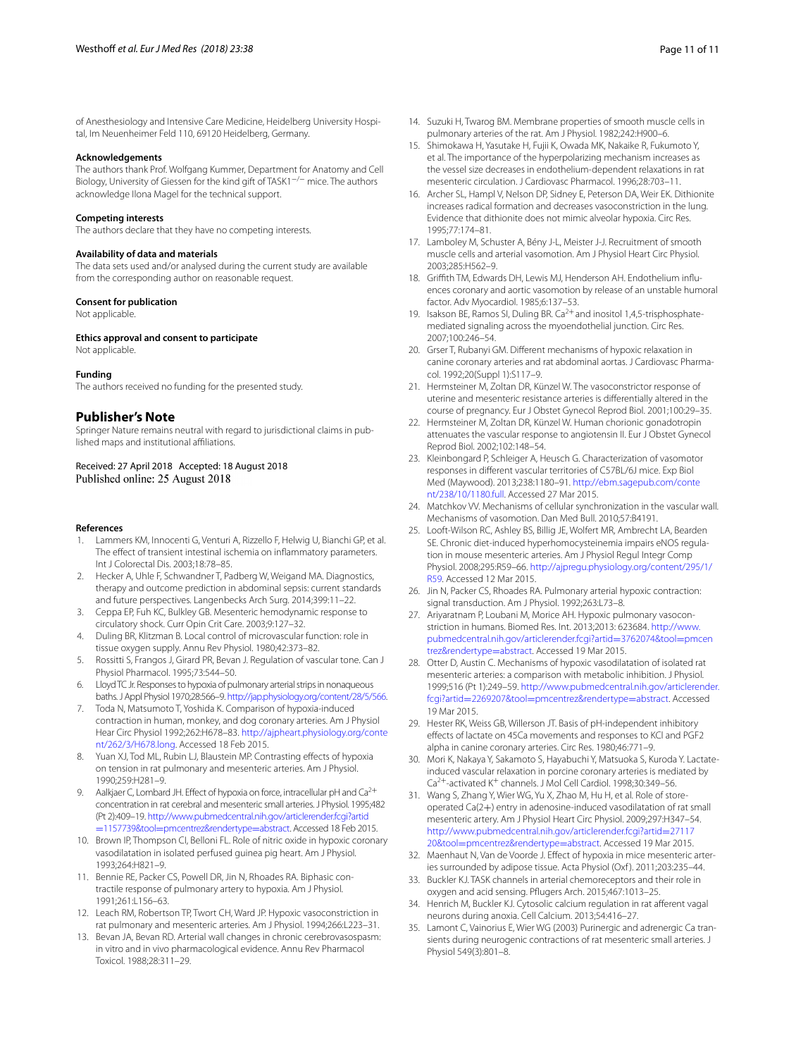of Anesthesiology and Intensive Care Medicine, Heidelberg University Hospital, Im Neuenheimer Feld 110, 69120 Heidelberg, Germany.

### Acknowledgements

The authors thank Prof. Wolfgang Kummer, Department for Anatomy and Cell Biology, University of Giessen for the kind gift of TASK1$^{-/-}$ mice. The authors acknowledge Ilona Magel for the technical support.

### Competing interests

The authors declare that they have no competing interests.

### Availability of data and materials

The data sets used and/or analysed during the current study are available from the corresponding author on reasonable request.

### Consent for publication

Not applicable.

### Ethics approval and consent to participate

Not applicable.

### Funding

The authors received no funding for the presented study.

## Publisher's Note

Springer Nature remains neutral with regard to jurisdictional claims in published maps and institutional affiliations.

Received: 27 April 2018 Accepted: 18 August 2018
Published online: 25 August 2018

### References

1. Lammers KM, Innocenti G, Venturi A, Rizzello F, Helwig U, Bianchi GP, et al. The effect of transient intestinal ischemia on inflammatory parameters. Int J Colorectal Dis. 2003;18:78–85.
2. Hecker A, Uhle F, Schwandner T, Padberg W, Weigand MA. Diagnostics, therapy and outcome prediction in abdominal sepsis: current standards and future perspectives. Langenbecks Arch Surg. 2014;399:11–22.
3. Ceppa EP, Fuh KC, Bulkley GB. Mesenteric hemodynamic response to circulatory shock. Curr Opin Crit Care. 2003;9:127–32.
4. Duling BR, Klitzman B. Local control of microvascular function: role in tissue oxygen supply. Annu Rev Physiol. 1980;42:373–82.
5. Rossitti S, Frangos J, Girard PR, Bevan J. Regulation of vascular tone. Can J Physiol Pharmacol. 1995;73:544–50.
6. Lloyd TC Jr. Responses to hypoxia of pulmonary arterial strips in nonaqueous baths. J Appl Physiol 1970;28:566–9. http://jap.physiology.org/content/28/5/566.
7. Toda N, Matsumoto T, Yoshida K. Comparison of hypoxia-induced contraction in human, monkey, and dog coronary arteries. Am J Physiol Hear Circ Physiol 1992;262:H678–83. http://ajpheart.physiology.org/content/262/3/H678.long. Accessed 18 Feb 2015.
8. Yuan XJ, Tod ML, Rubin LJ, Blaustein MP. Contrasting effects of hypoxia on tension in rat pulmonary and mesenteric arteries. Am J Physiol. 1990;259:H281–9.
9. Aalkjaer C, Lombard JH. Effect of hypoxia on force, intracellular pH and $Ca^{2+}$ concentration in rat cerebral and mesenteric small arteries. J Physiol. 1995;482 (Pt 2):409–19. http://www.pubmedcentral.nih.gov/articlerender.fcgi?artid=1157739&tool=pmcentrez&rendertype=abstract. Accessed 18 Feb 2015.
10. Brown IP, Thompson CI, Belloni FL. Role of nitric oxide in hypoxic coronary vasodilatation in isolated perfused guinea pig heart. Am J Physiol. 1993;264:H821–9.
11. Bennie RE, Packer CS, Powell DR, Jin N, Rhoades RA. Biphasic contractile response of pulmonary artery to hypoxia. Am J Physiol. 1991;261:L156–63.
12. Leach RM, Robertson TP, Twort CH, Ward JP. Hypoxic vasoconstriction in rat pulmonary and mesenteric arteries. Am J Physiol. 1994;266:L223–31.
13. Bevan JA, Bevan RD. Arterial wall changes in chronic cerebrovasospasm: in vitro and in vivo pharmacological evidence. Annu Rev Pharmacol Toxicol. 1988;28:311–29.
14. Suzuki H, Twarog BM. Membrane properties of smooth muscle cells in pulmonary arteries of the rat. Am J Physiol. 1982;242:H900–6.
15. Shimokawa H, Yasutake H, Fujii K, Owada MK, Nakaike R, Fukumoto Y, et al. The importance of the hyperpolarizing mechanism increases as the vessel size decreases in endothelium-dependent relaxations in rat mesenteric circulation. J Cardiovasc Pharmacol. 1996;28:703–11.
16. Archer SL, Hampl V, Nelson DP, Sidney E, Peterson DA, Weir EK. Dithionite increases radical formation and decreases vasoconstriction in the lung. Evidence that dithionite does not mimic alveolar hypoxia. Circ Res. 1995;77:174–81.
17. Lamboley M, Schuster A, Bény J-L, Meister J-J. Recruitment of smooth muscle cells and arterial vasomotion. Am J Physiol Heart Circ Physiol. 2003;285:H562–9.
18. Griffith TM, Edwards DH, Lewis MJ, Henderson AH. Endothelium influences coronary and aortic vasomotion by release of an unstable humoral factor. Adv Myocardiol. 1985;6:137–53.
19. Isakson BE, Ramos SI, Duling BR. $Ca^{2+}$ and inositol 1,4,5-trisphosphate-mediated signaling across the myoendothelial junction. Circ Res. 2007;100:246–54.
20. Grser T, Rubanyi GM. Different mechanisms of hypoxic relaxation in canine coronary arteries and rat abdominal aortas. J Cardiovasc Pharmacol. 1992;20(Suppl 1):S117–9.
21. Hermsteiner M, Zoltan DR, Künzel W. The vasoconstrictor response of uterine and mesenteric resistance arteries is differentially altered in the course of pregnancy. Eur J Obstet Gynecol Reprod Biol. 2001;100:29–35.
22. Hermsteiner M, Zoltan DR, Künzel W. Human chorionic gonadotropin attenuates the vascular response to angiotensin II. Eur J Obstet Gynecol Reprod Biol. 2002;102:148–54.
23. Kleinbongard P, Schleiger A, Heusch G. Characterization of vasomotor responses in different vascular territories of C57BL/6J mice. Exp Biol Med (Maywood). 2013;238:1180–91. http://ebm.sagepub.com/content/238/10/1180.full. Accessed 27 Mar 2015.
24. Matchkov VV. Mechanisms of cellular synchronization in the vascular wall. Mechanisms of vasomotion. Dan Med Bull. 2010;57:B4191.
25. Looft-Wilson RC, Ashley BS, Billig JE, Wolfert MR, Ambrecht LA, Bearden SE. Chronic diet-induced hyperhomocysteinemia impairs eNOS regulation in mouse mesenteric arteries. Am J Physiol Regul Integr Comp Physiol. 2008;295:R59–66. http://ajpregu.physiology.org/content/295/1/R59. Accessed 12 Mar 2015.
26. Jin N, Packer CS, Rhoades RA. Pulmonary arterial hypoxic contraction: signal transduction. Am J Physiol. 1992;263:L73–8.
27. Ariyaratnam P, Loubani M, Morice AH. Hypoxic pulmonary vasoconstriction in humans. Biomed Res. Int. 2013;2013: 623684. http://www.pubmedcentral.nih.gov/articlerender.fcgi?artid=3762074&tool=pmcentrez&rendertype=abstract. Accessed 19 Mar 2015.
28. Otter D, Austin C. Mechanisms of hypoxic vasodilatation of isolated rat mesenteric arteries: a comparison with metabolic inhibition. J Physiol. 1999;516 (Pt 1):249–59. http://www.pubmedcentral.nih.gov/articlerender.fcgi?artid=2269207&tool=pmcentrez&rendertype=abstract. Accessed 19 Mar 2015.
29. Hester RK, Weiss GB, Willerson JT. Basis of pH-independent inhibitory effects of lactate on 45Ca movements and responses to KCl and PGF2 alpha in canine coronary arteries. Circ Res. 1980;46:771–9.
30. Mori K, Nakaya Y, Sakamoto S, Hayabuchi Y, Matsuoka S, Kuroda Y. Lactate-induced vascular relaxation in porcine coronary arteries is mediated by $Ca^{2+}$-activated $K^{+}$ channels. J Mol Cell Cardiol. 1998;30:349–56.
31. Wang S, Zhang Y, Wier WG, Yu X, Zhao M, Hu H, et al. Role of store-operated Ca(2+) entry in adenosine-induced vasodilatation of rat small mesenteric artery. Am J Physiol Heart Circ Physiol. 2009;297:H347–54. http://www.pubmedcentral.nih.gov/articlerender.fcgi?artid=2711720&tool=pmcentrez&rendertype=abstract. Accessed 19 Mar 2015.
32. Maenhaut N, Van de Voorde J. Effect of hypoxia in mice mesenteric arteries surrounded by adipose tissue. Acta Physiol (Oxf). 2011;203:235–44.
33. Buckler KJ. TASK channels in arterial chemoreceptors and their role in oxygen and acid sensing. Pflugers Arch. 2015;467:1013–25.
34. Henrich M, Buckler KJ. Cytosolic calcium regulation in rat afferent vagal neurons during anoxia. Cell Calcium. 2013;54:416–27.
35. Lamont C, Vainorius E, Wier WG (2003) Purinergic and adrenergic Ca transients during neurogenic contractions of rat mesenteric small arteries. J Physiol 549(3):801–8.